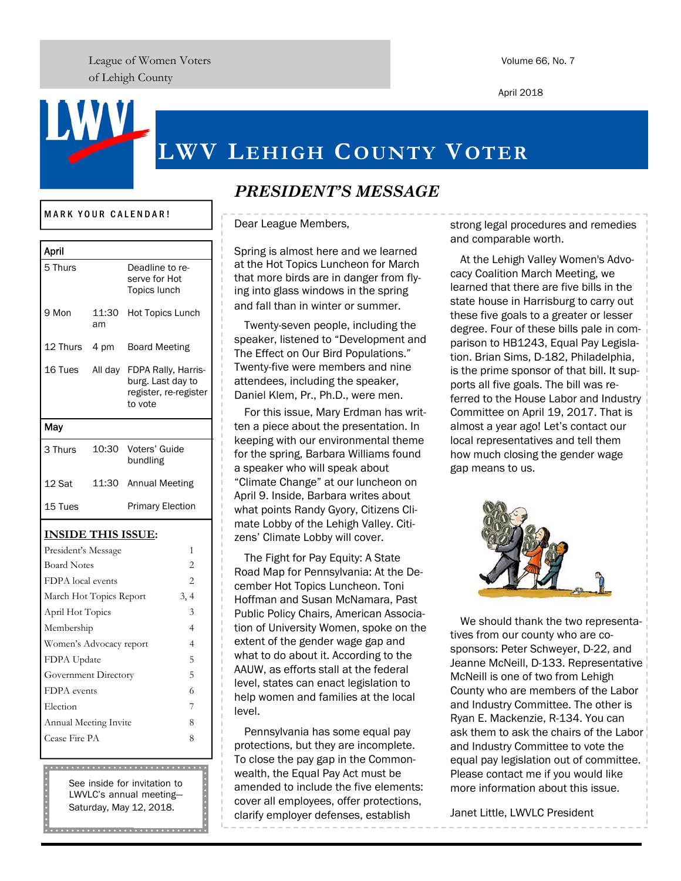League of Women Voters
of Lehigh County

Volume 66, No. 7

April 2018

# LWV Lehigh County Voter

**MARK YOUR CALENDAR!**

| April | | |
|---|---|---|
| 5 Thurs | | Deadline to reserve for Hot Topics lunch |
| 9 Mon | 11:30 am | Hot Topics Lunch |
| 12 Thurs | 4 pm | Board Meeting |
| 16 Tues | All day | FDPA Rally, Harrisburg. Last day to register, re-register to vote |
| **May** | | |
| 3 Thurs | 10:30 | Voters' Guide bundling |
| 12 Sat | 11:30 | Annual Meeting |
| 15 Tues | | Primary Election |

**INSIDE THIS ISSUE:**

| | |
|---|---|
| President's Message | 1 |
| Board Notes | 2 |
| FDPA local events | 2 |
| March Hot Topics Report | 3, 4 |
| April Hot Topics | 3 |
| Membership | 4 |
| Women's Advocacy report | 4 |
| FDPA Update | 5 |
| Government Directory | 5 |
| FDPA events | 6 |
| Election | 7 |
| Annual Meeting Invite | 8 |
| Cease Fire PA | 8 |

See inside for invitation to LWVLC's annual meeting—Saturday, May 12, 2018.

## *PRESIDENT'S MESSAGE*

Dear League Members,

Spring is almost here and we learned at the Hot Topics Luncheon for March that more birds are in danger from flying into glass windows in the spring and fall than in winter or summer.

Twenty-seven people, including the speaker, listened to "Development and The Effect on Our Bird Populations." Twenty-five were members and nine attendees, including the speaker, Daniel Klem, Pr., Ph.D., were men.

For this issue, Mary Erdman has written a piece about the presentation. In keeping with our environmental theme for the spring, Barbara Williams found a speaker who will speak about "Climate Change" at our luncheon on April 9. Inside, Barbara writes about what points Randy Gyory, Citizens Climate Lobby of the Lehigh Valley. Citizens' Climate Lobby will cover.

The Fight for Pay Equity: A State Road Map for Pennsylvania: At the December Hot Topics Luncheon. Toni Hoffman and Susan McNamara, Past Public Policy Chairs, American Association of University Women, spoke on the extent of the gender wage gap and what to do about it. According to the AAUW, as efforts stall at the federal level, states can enact legislation to help women and families at the local level.

Pennsylvania has some equal pay protections, but they are incomplete. To close the pay gap in the Commonwealth, the Equal Pay Act must be amended to include the five elements: cover all employees, offer protections, clarify employer defenses, establish strong legal procedures and remedies and comparable worth.

At the Lehigh Valley Women's Advocacy Coalition March Meeting, we learned that there are five bills in the state house in Harrisburg to carry out these five goals to a greater or lesser degree. Four of these bills pale in comparison to HB1243, Equal Pay Legislation. Brian Sims, D-182, Philadelphia, is the prime sponsor of that bill. It supports all five goals. The bill was referred to the House Labor and Industry Committee on April 19, 2017. That is almost a year ago! Let's contact our local representatives and tell them how much closing the gender wage gap means to us.

We should thank the two representatives from our county who are co-sponsors: Peter Schweyer, D-22, and Jeanne McNeill, D-133. Representative McNeill is one of two from Lehigh County who are members of the Labor and Industry Committee. The other is Ryan E. Mackenzie, R-134. You can ask them to ask the chairs of the Labor and Industry Committee to vote the equal pay legislation out of committee. Please contact me if you would like more information about this issue.

Janet Little, LWVLC President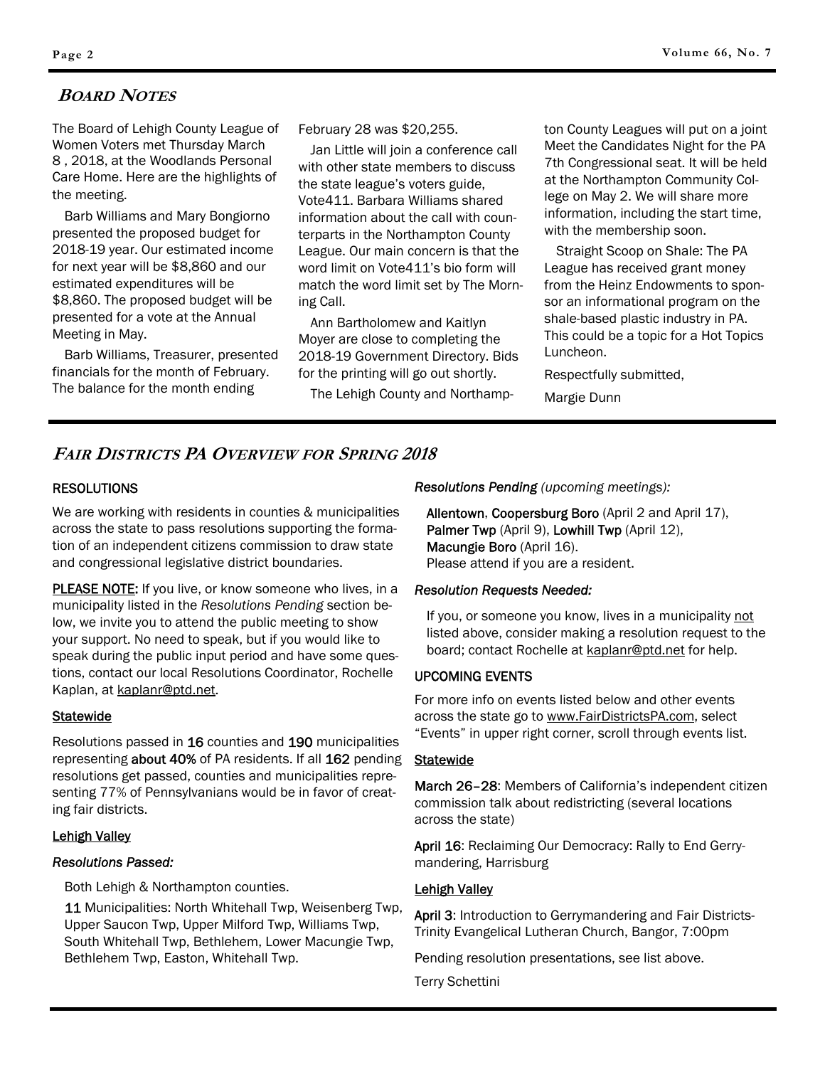## BOARD NOTES

The Board of Lehigh County League of Women Voters met Thursday March 8 , 2018, at the Woodlands Personal Care Home. Here are the highlights of the meeting.

Barb Williams and Mary Bongiorno presented the proposed budget for 2018-19 year. Our estimated income for next year will be $8,860 and our estimated expenditures will be $8,860. The proposed budget will be presented for a vote at the Annual Meeting in May.

Barb Williams, Treasurer, presented financials for the month of February. The balance for the month ending February 28 was $20,255.

Jan Little will join a conference call with other state members to discuss the state league's voters guide, Vote411. Barbara Williams shared information about the call with counterparts in the Northampton County League. Our main concern is that the word limit on Vote411's bio form will match the word limit set by The Morning Call.

Ann Bartholomew and Kaitlyn Moyer are close to completing the 2018-19 Government Directory. Bids for the printing will go out shortly.

The Lehigh County and Northampton County Leagues will put on a joint Meet the Candidates Night for the PA 7th Congressional seat. It will be held at the Northampton Community College on May 2. We will share more information, including the start time, with the membership soon.

Straight Scoop on Shale: The PA League has received grant money from the Heinz Endowments to sponsor an informational program on the shale-based plastic industry in PA. This could be a topic for a Hot Topics Luncheon.

Respectfully submitted,

Margie Dunn

## FAIR DISTRICTS PA OVERVIEW FOR SPRING 2018

### RESOLUTIONS

We are working with residents in counties & municipalities across the state to pass resolutions supporting the formation of an independent citizens commission to draw state and congressional legislative district boundaries.

PLEASE NOTE: If you live, or know someone who lives, in a municipality listed in the *Resolutions Pending* section below, we invite you to attend the public meeting to show your support. No need to speak, but if you would like to speak during the public input period and have some questions, contact our local Resolutions Coordinator, Rochelle Kaplan, at kaplanr@ptd.net.

#### Statewide

Resolutions passed in **16** counties and **190** municipalities representing **about 40%** of PA residents. If all **162** pending resolutions get passed, counties and municipalities representing 77% of Pennsylvanians would be in favor of creating fair districts.

#### Lehigh Valley

*Resolutions Passed:*

Both Lehigh & Northampton counties.

**11** Municipalities: North Whitehall Twp, Weisenberg Twp, Upper Saucon Twp, Upper Milford Twp, Williams Twp, South Whitehall Twp, Bethlehem, Lower Macungie Twp, Bethlehem Twp, Easton, Whitehall Twp.

*Resolutions Pending (upcoming meetings):*

**Allentown, Coopersburg Boro** (April 2 and April 17), **Palmer Twp** (April 9), **Lowhill Twp** (April 12), **Macungie Boro** (April 16).
Please attend if you are a resident.

*Resolution Requests Needed:*

If you, or someone you know, lives in a municipality not listed above, consider making a resolution request to the board; contact Rochelle at kaplanr@ptd.net for help.

### UPCOMING EVENTS

For more info on events listed below and other events across the state go to www.FairDistrictsPA.com, select "Events" in upper right corner, scroll through events list.

#### Statewide

**March 26–28**: Members of California's independent citizen commission talk about redistricting (several locations across the state)

**April 16**: Reclaiming Our Democracy: Rally to End Gerrymandering, Harrisburg

#### Lehigh Valley

**April 3**: Introduction to Gerrymandering and Fair Districts- Trinity Evangelical Lutheran Church, Bangor, 7:00pm

Pending resolution presentations, see list above.

Terry Schettini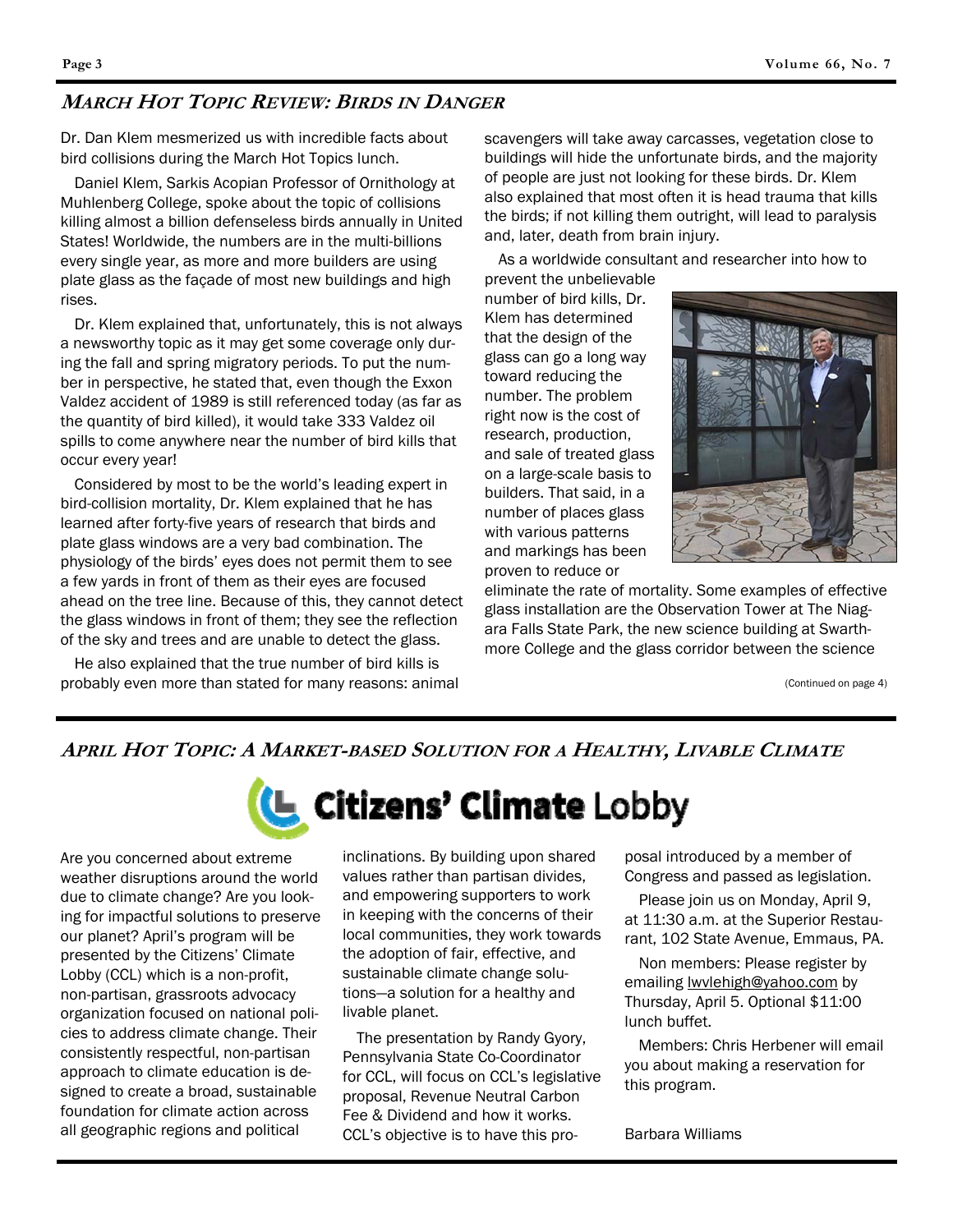## MARCH HOT TOPIC REVIEW: BIRDS IN DANGER

Dr. Dan Klem mesmerized us with incredible facts about bird collisions during the March Hot Topics lunch.

Daniel Klem, Sarkis Acopian Professor of Ornithology at Muhlenberg College, spoke about the topic of collisions killing almost a billion defenseless birds annually in United States! Worldwide, the numbers are in the multi-billions every single year, as more and more builders are using plate glass as the façade of most new buildings and high rises.

Dr. Klem explained that, unfortunately, this is not always a newsworthy topic as it may get some coverage only during the fall and spring migratory periods. To put the number in perspective, he stated that, even though the Exxon Valdez accident of 1989 is still referenced today (as far as the quantity of bird killed), it would take 333 Valdez oil spills to come anywhere near the number of bird kills that occur every year!

Considered by most to be the world's leading expert in bird-collision mortality, Dr. Klem explained that he has learned after forty-five years of research that birds and plate glass windows are a very bad combination. The physiology of the birds' eyes does not permit them to see a few yards in front of them as their eyes are focused ahead on the tree line. Because of this, they cannot detect the glass windows in front of them; they see the reflection of the sky and trees and are unable to detect the glass.

He also explained that the true number of bird kills is probably even more than stated for many reasons: animal scavengers will take away carcasses, vegetation close to buildings will hide the unfortunate birds, and the majority of people are just not looking for these birds. Dr. Klem also explained that most often it is head trauma that kills the birds; if not killing them outright, will lead to paralysis and, later, death from brain injury.

As a worldwide consultant and researcher into how to prevent the unbelievable number of bird kills, Dr. Klem has determined that the design of the glass can go a long way toward reducing the number. The problem right now is the cost of research, production, and sale of treated glass on a large-scale basis to builders. That said, in a number of places glass with various patterns and markings has been proven to reduce or eliminate the rate of mortality. Some examples of effective glass installation are the Observation Tower at The Niagara Falls State Park, the new science building at Swarthmore College and the glass corridor between the science

(Continued on page 4)

## APRIL HOT TOPIC: A MARKET-BASED SOLUTION FOR A HEALTHY, LIVABLE CLIMATE

**Citizens' Climate Lobby**

Are you concerned about extreme weather disruptions around the world due to climate change? Are you looking for impactful solutions to preserve our planet? April's program will be presented by the Citizens' Climate Lobby (CCL) which is a non-profit, non-partisan, grassroots advocacy organization focused on national policies to address climate change. Their consistently respectful, non-partisan approach to climate education is designed to create a broad, sustainable foundation for climate action across all geographic regions and political inclinations. By building upon shared values rather than partisan divides, and empowering supporters to work in keeping with the concerns of their local communities, they work towards the adoption of fair, effective, and sustainable climate change solutions—a solution for a healthy and livable planet.

The presentation by Randy Gyory, Pennsylvania State Co-Coordinator for CCL, will focus on CCL's legislative proposal, Revenue Neutral Carbon Fee & Dividend and how it works. CCL's objective is to have this proposal introduced by a member of Congress and passed as legislation.

Please join us on Monday, April 9, at 11:30 a.m. at the Superior Restaurant, 102 State Avenue, Emmaus, PA.

Non members: Please register by emailing lwvlehigh@yahoo.com by Thursday, April 5. Optional $11:00 lunch buffet.

Members: Chris Herbener will email you about making a reservation for this program.

Barbara Williams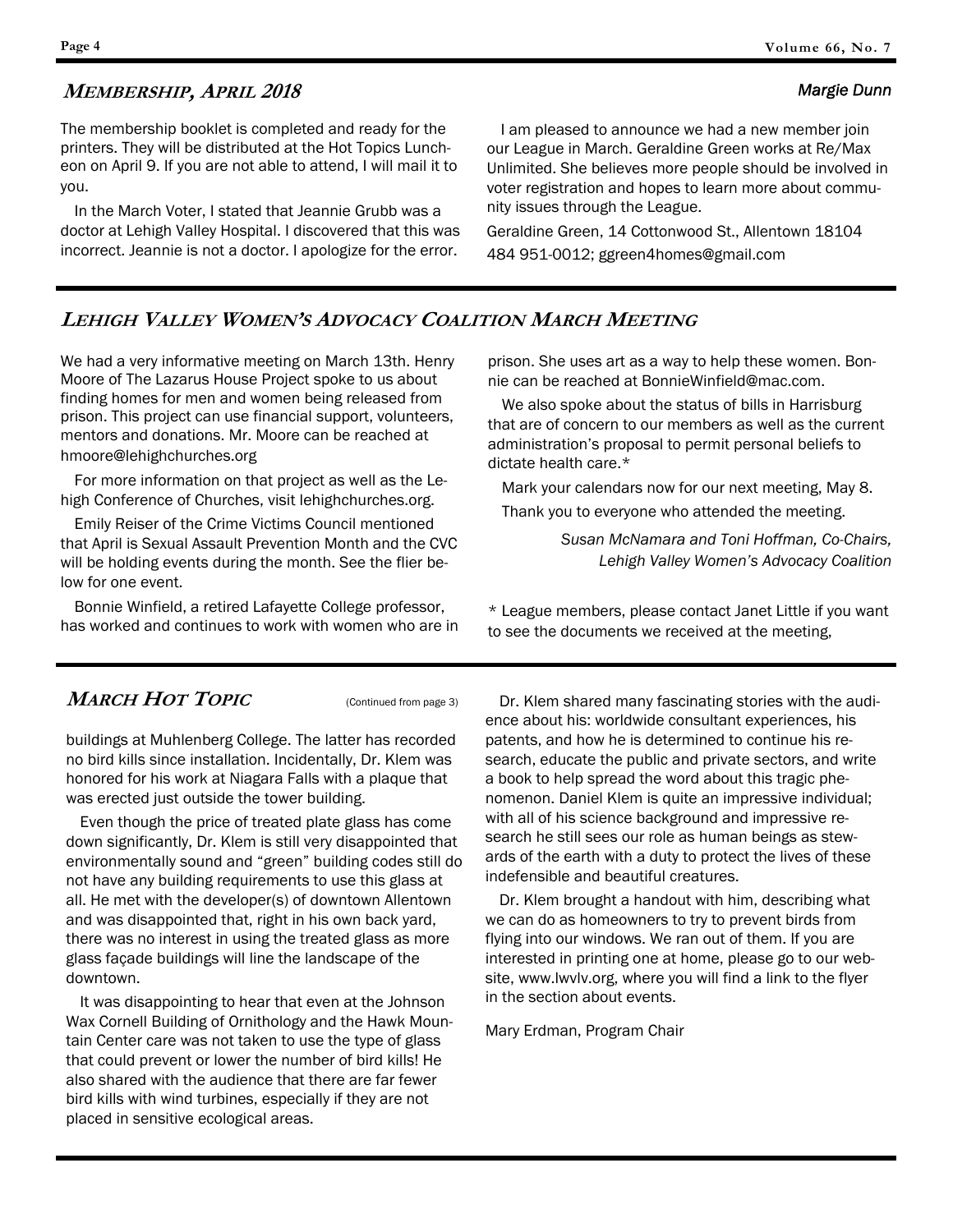## *Membership, April 2018*

*Margie Dunn*

The membership booklet is completed and ready for the printers. They will be distributed at the Hot Topics Luncheon on April 9. If you are not able to attend, I will mail it to you.

In the March Voter, I stated that Jeannie Grubb was a doctor at Lehigh Valley Hospital. I discovered that this was incorrect. Jeannie is not a doctor. I apologize for the error.

I am pleased to announce we had a new member join our League in March. Geraldine Green works at Re/Max Unlimited. She believes more people should be involved in voter registration and hopes to learn more about community issues through the League.

Geraldine Green, 14 Cottonwood St., Allentown 18104
484 951-0012; ggreen4homes@gmail.com

## *Lehigh Valley Women's Advocacy Coalition March Meeting*

We had a very informative meeting on March 13th. Henry Moore of The Lazarus House Project spoke to us about finding homes for men and women being released from prison. This project can use financial support, volunteers, mentors and donations. Mr. Moore can be reached at hmoore@lehighchurches.org

For more information on that project as well as the Lehigh Conference of Churches, visit lehighchurches.org.

Emily Reiser of the Crime Victims Council mentioned that April is Sexual Assault Prevention Month and the CVC will be holding events during the month. See the flier below for one event.

Bonnie Winfield, a retired Lafayette College professor, has worked and continues to work with women who are in prison. She uses art as a way to help these women. Bonnie can be reached at BonnieWinfield@mac.com.

We also spoke about the status of bills in Harrisburg that are of concern to our members as well as the current administration's proposal to permit personal beliefs to dictate health care.*

Mark your calendars now for our next meeting, May 8.

Thank you to everyone who attended the meeting.

*Susan McNamara and Toni Hoffman, Co-Chairs,*
*Lehigh Valley Women's Advocacy Coalition*

* League members, please contact Janet Little if you want to see the documents we received at the meeting,

## *March Hot Topic*

(Continued from page 3)

buildings at Muhlenberg College. The latter has recorded no bird kills since installation. Incidentally, Dr. Klem was honored for his work at Niagara Falls with a plaque that was erected just outside the tower building.

Even though the price of treated plate glass has come down significantly, Dr. Klem is still very disappointed that environmentally sound and "green" building codes still do not have any building requirements to use this glass at all. He met with the developer(s) of downtown Allentown and was disappointed that, right in his own back yard, there was no interest in using the treated glass as more glass façade buildings will line the landscape of the downtown.

It was disappointing to hear that even at the Johnson Wax Cornell Building of Ornithology and the Hawk Mountain Center care was not taken to use the type of glass that could prevent or lower the number of bird kills! He also shared with the audience that there are far fewer bird kills with wind turbines, especially if they are not placed in sensitive ecological areas.

Dr. Klem shared many fascinating stories with the audience about his: worldwide consultant experiences, his patents, and how he is determined to continue his research, educate the public and private sectors, and write a book to help spread the word about this tragic phenomenon. Daniel Klem is quite an impressive individual; with all of his science background and impressive research he still sees our role as human beings as stewards of the earth with a duty to protect the lives of these indefensible and beautiful creatures.

Dr. Klem brought a handout with him, describing what we can do as homeowners to try to prevent birds from flying into our windows. We ran out of them. If you are interested in printing one at home, please go to our website, www.lwvlv.org, where you will find a link to the flyer in the section about events.

Mary Erdman, Program Chair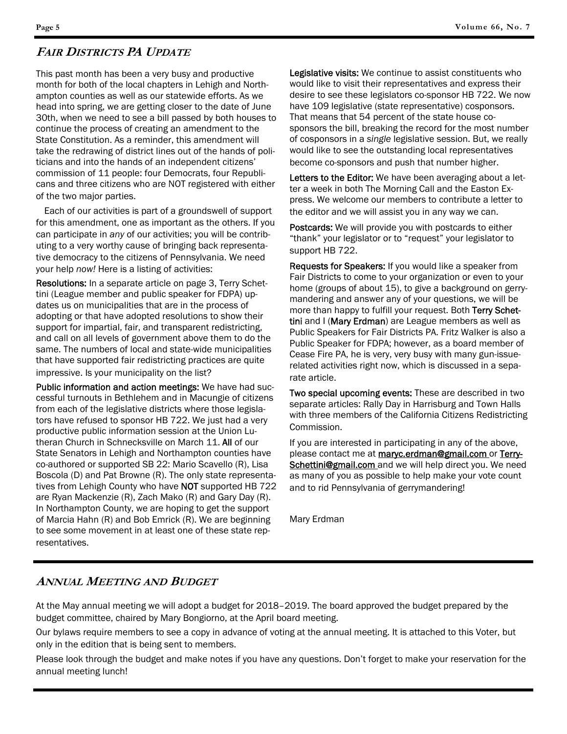## *Fair Districts PA Update*

This past month has been a very busy and productive month for both of the local chapters in Lehigh and Northampton counties as well as our statewide efforts. As we head into spring, we are getting closer to the date of June 30th, when we need to see a bill passed by both houses to continue the process of creating an amendment to the State Constitution. As a reminder, this amendment will take the redrawing of district lines out of the hands of politicians and into the hands of an independent citizens' commission of 11 people: four Democrats, four Republicans and three citizens who are NOT registered with either of the two major parties.

Each of our activities is part of a groundswell of support for this amendment, one as important as the others. If you can participate in *any* of our activities; you will be contributing to a very worthy cause of bringing back representative democracy to the citizens of Pennsylvania. We need your help *now!* Here is a listing of activities:

**Resolutions:** In a separate article on page 3, Terry Schettini (League member and public speaker for FDPA) updates us on municipalities that are in the process of adopting or that have adopted resolutions to show their support for impartial, fair, and transparent redistricting, and call on all levels of government above them to do the same. The numbers of local and state-wide municipalities that have supported fair redistricting practices are quite impressive. Is your municipality on the list?

**Public information and action meetings:** We have had successful turnouts in Bethlehem and in Macungie of citizens from each of the legislative districts where those legislators have refused to sponsor HB 722. We just had a very productive public information session at the Union Lutheran Church in Schnecksville on March 11. **All** of our State Senators in Lehigh and Northampton counties have co-authored or supported SB 22: Mario Scavello (R), Lisa Boscola (D) and Pat Browne (R). The only state representatives from Lehigh County who have **NOT** supported HB 722 are Ryan Mackenzie (R), Zach Mako (R) and Gary Day (R). In Northampton County, we are hoping to get the support of Marcia Hahn (R) and Bob Emrick (R). We are beginning to see some movement in at least one of these state representatives.

**Legislative visits:** We continue to assist constituents who would like to visit their representatives and express their desire to see these legislators co-sponsor HB 722. We now have 109 legislative (state representative) cosponsors. That means that 54 percent of the state house co-sponsors the bill, breaking the record for the most number of cosponsors in a *single* legislative session. But, we really would like to see the outstanding local representatives become co-sponsors and push that number higher.

**Letters to the Editor:** We have been averaging about a letter a week in both The Morning Call and the Easton Express. We welcome our members to contribute a letter to the editor and we will assist you in any way we can.

**Postcards:** We will provide you with postcards to either "thank" your legislator or to "request" your legislator to support HB 722.

**Requests for Speakers:** If you would like a speaker from Fair Districts to come to your organization or even to your home (groups of about 15), to give a background on gerrymandering and answer any of your questions, we will be more than happy to fulfill your request. Both **Terry Schettini** and I (**Mary Erdman**) are League members as well as Public Speakers for Fair Districts PA. Fritz Walker is also a Public Speaker for FDPA; however, as a board member of Cease Fire PA, he is very, very busy with many gun-issue-related activities right now, which is discussed in a separate article.

**Two special upcoming events:** These are described in two separate articles: Rally Day in Harrisburg and Town Halls with three members of the California Citizens Redistricting Commission.

If you are interested in participating in any of the above, please contact me at maryc.erdman@gmail.com or TerrySchettini@gmail.com and we will help direct you. We need as many of you as possible to help make your vote count and to rid Pennsylvania of gerrymandering!

Mary Erdman

## *Annual Meeting and Budget*

At the May annual meeting we will adopt a budget for 2018–2019. The board approved the budget prepared by the budget committee, chaired by Mary Bongiorno, at the April board meeting.

Our bylaws require members to see a copy in advance of voting at the annual meeting. It is attached to this Voter, but only in the edition that is being sent to members.

Please look through the budget and make notes if you have any questions. Don't forget to make your reservation for the annual meeting lunch!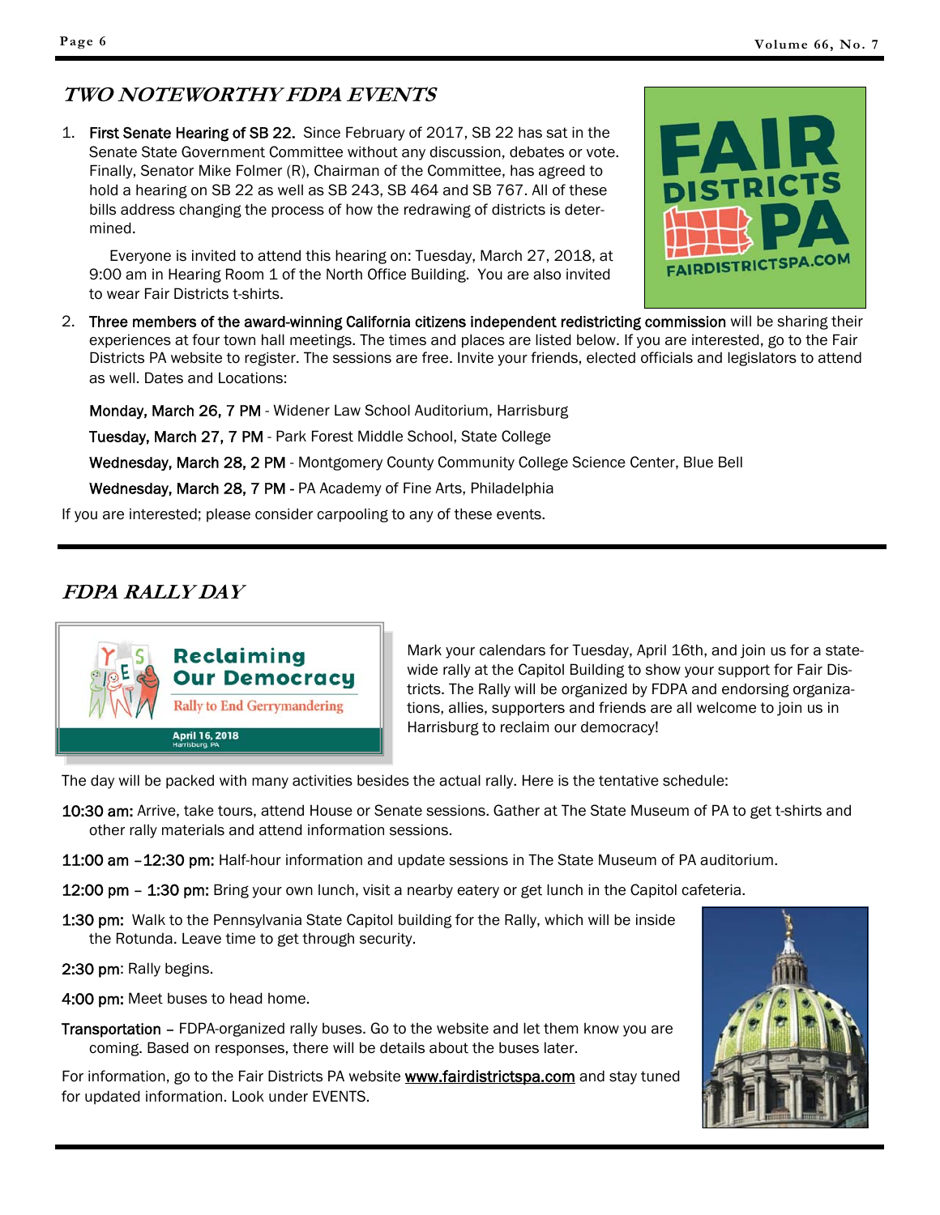## *TWO NOTEWORTHY FDPA EVENTS*

1. **First Senate Hearing of SB 22.** Since February of 2017, SB 22 has sat in the Senate State Government Committee without any discussion, debates or vote. Finally, Senator Mike Folmer (R), Chairman of the Committee, has agreed to hold a hearing on SB 22 as well as SB 243, SB 464 and SB 767. All of these bills address changing the process of how the redrawing of districts is determined.

   Everyone is invited to attend this hearing on: Tuesday, March 27, 2018, at 9:00 am in Hearing Room 1 of the North Office Building. You are also invited to wear Fair Districts t-shirts.

2. **Three members of the award-winning California citizens independent redistricting commission** will be sharing their experiences at four town hall meetings. The times and places are listed below. If you are interested, go to the Fair Districts PA website to register. The sessions are free. Invite your friends, elected officials and legislators to attend as well. Dates and Locations:

   **Monday, March 26, 7 PM** - Widener Law School Auditorium, Harrisburg

   **Tuesday, March 27, 7 PM** - Park Forest Middle School, State College

   **Wednesday, March 28, 2 PM** - Montgomery County Community College Science Center, Blue Bell

   **Wednesday, March 28, 7 PM** - PA Academy of Fine Arts, Philadelphia

If you are interested; please consider carpooling to any of these events.

---

## *FDPA RALLY DAY*

Mark your calendars for Tuesday, April 16th, and join us for a statewide rally at the Capitol Building to show your support for Fair Districts. The Rally will be organized by FDPA and endorsing organizations, allies, supporters and friends are all welcome to join us in Harrisburg to reclaim our democracy!

The day will be packed with many activities besides the actual rally. Here is the tentative schedule:

**10:30 am:** Arrive, take tours, attend House or Senate sessions. Gather at The State Museum of PA to get t-shirts and other rally materials and attend information sessions.

**11:00 am –12:30 pm:** Half-hour information and update sessions in The State Museum of PA auditorium.

**12:00 pm – 1:30 pm:** Bring your own lunch, visit a nearby eatery or get lunch in the Capitol cafeteria.

**1:30 pm:** Walk to the Pennsylvania State Capitol building for the Rally, which will be inside the Rotunda. Leave time to get through security.

**2:30 pm**: Rally begins.

**4:00 pm:** Meet buses to head home.

**Transportation** – FDPA-organized rally buses. Go to the website and let them know you are coming. Based on responses, there will be details about the buses later.

For information, go to the Fair Districts PA website **www.fairdistrictspa.com** and stay tuned for updated information. Look under EVENTS.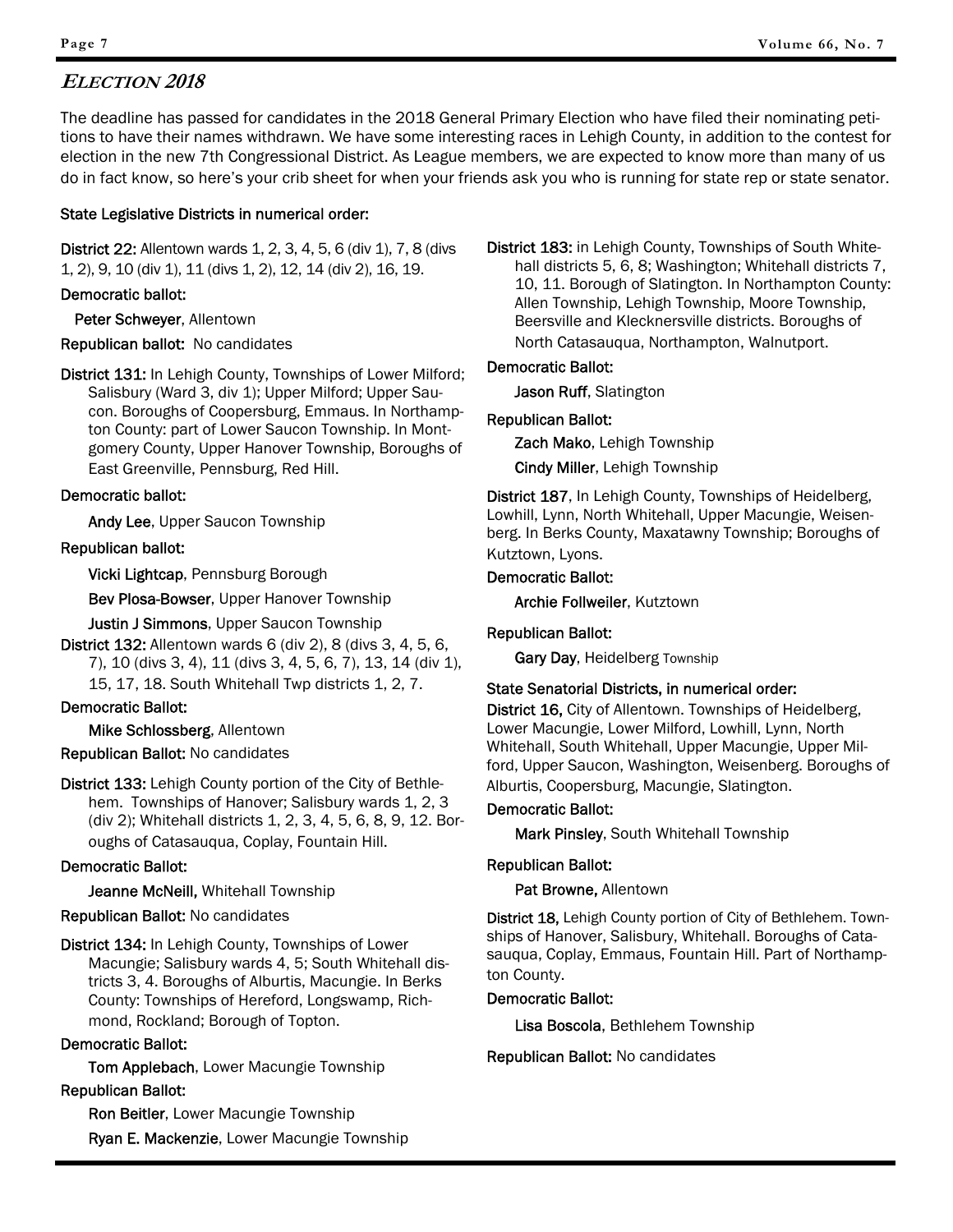## *Election 2018*

The deadline has passed for candidates in the 2018 General Primary Election who have filed their nominating petitions to have their names withdrawn. We have some interesting races in Lehigh County, in addition to the contest for election in the new 7th Congressional District. As League members, we are expected to know more than many of us do in fact know, so here's your crib sheet for when your friends ask you who is running for state rep or state senator.

### State Legislative Districts in numerical order:

**District 22:** Allentown wards 1, 2, 3, 4, 5, 6 (div 1), 7, 8 (divs 1, 2), 9, 10 (div 1), 11 (divs 1, 2), 12, 14 (div 2), 16, 19.

**Democratic ballot:**

- **Peter Schweyer**, Allentown

**Republican ballot:** No candidates

**District 131:** In Lehigh County, Townships of Lower Milford; Salisbury (Ward 3, div 1); Upper Milford; Upper Saucon. Boroughs of Coopersburg, Emmaus. In Northampton County: part of Lower Saucon Township. In Montgomery County, Upper Hanover Township, Boroughs of East Greenville, Pennsburg, Red Hill.

**Democratic ballot:**

- **Andy Lee**, Upper Saucon Township

**Republican ballot:**

- **Vicki Lightcap**, Pennsburg Borough
- **Bev Plosa-Bowser**, Upper Hanover Township
- **Justin J Simmons**, Upper Saucon Township

**District 132:** Allentown wards 6 (div 2), 8 (divs 3, 4, 5, 6, 7), 10 (divs 3, 4), 11 (divs 3, 4, 5, 6, 7), 13, 14 (div 1), 15, 17, 18. South Whitehall Twp districts 1, 2, 7.

**Democratic Ballot:**

- **Mike Schlossberg**, Allentown

**Republican Ballot:** No candidates

**District 133:** Lehigh County portion of the City of Bethlehem. Townships of Hanover; Salisbury wards 1, 2, 3 (div 2); Whitehall districts 1, 2, 3, 4, 5, 6, 8, 9, 12. Boroughs of Catasauqua, Coplay, Fountain Hill.

**Democratic Ballot:**

- **Jeanne McNeill,** Whitehall Township

**Republican Ballot:** No candidates

**District 134:** In Lehigh County, Townships of Lower Macungie; Salisbury wards 4, 5; South Whitehall districts 3, 4. Boroughs of Alburtis, Macungie. In Berks County: Townships of Hereford, Longswamp, Richmond, Rockland; Borough of Topton.

**Democratic Ballot:**

- **Tom Applebach**, Lower Macungie Township

**Republican Ballot:**

- **Ron Beitler**, Lower Macungie Township
- **Ryan E. Mackenzie**, Lower Macungie Township

**District 183:** in Lehigh County, Townships of South Whitehall districts 5, 6, 8; Washington; Whitehall districts 7, 10, 11. Borough of Slatington. In Northampton County: Allen Township, Lehigh Township, Moore Township, Beersville and Klecknersville districts. Boroughs of North Catasauqua, Northampton, Walnutport.

**Democratic Ballot:**

- **Jason Ruff**, Slatington

**Republican Ballot:**

- **Zach Mako**, Lehigh Township
- **Cindy Miller**, Lehigh Township

**District 187**, In Lehigh County, Townships of Heidelberg, Lowhill, Lynn, North Whitehall, Upper Macungie, Weisenberg. In Berks County, Maxatawny Township; Boroughs of Kutztown, Lyons.

**Democratic Ballot:**

- **Archie Follweiler**, Kutztown

**Republican Ballot:**

- **Gary Day**, Heidelberg Township

### State Senatorial Districts, in numerical order:

**District 16,** City of Allentown. Townships of Heidelberg, Lower Macungie, Lower Milford, Lowhill, Lynn, North Whitehall, South Whitehall, Upper Macungie, Upper Milford, Upper Saucon, Washington, Weisenberg. Boroughs of Alburtis, Coopersburg, Macungie, Slatington.

**Democratic Ballot:**

- **Mark Pinsley**, South Whitehall Township

**Republican Ballot:**

- **Pat Browne,** Allentown

**District 18,** Lehigh County portion of City of Bethlehem. Townships of Hanover, Salisbury, Whitehall. Boroughs of Catasauqua, Coplay, Emmaus, Fountain Hill. Part of Northampton County.

**Democratic Ballot:**

- **Lisa Boscola**, Bethlehem Township

**Republican Ballot:** No candidates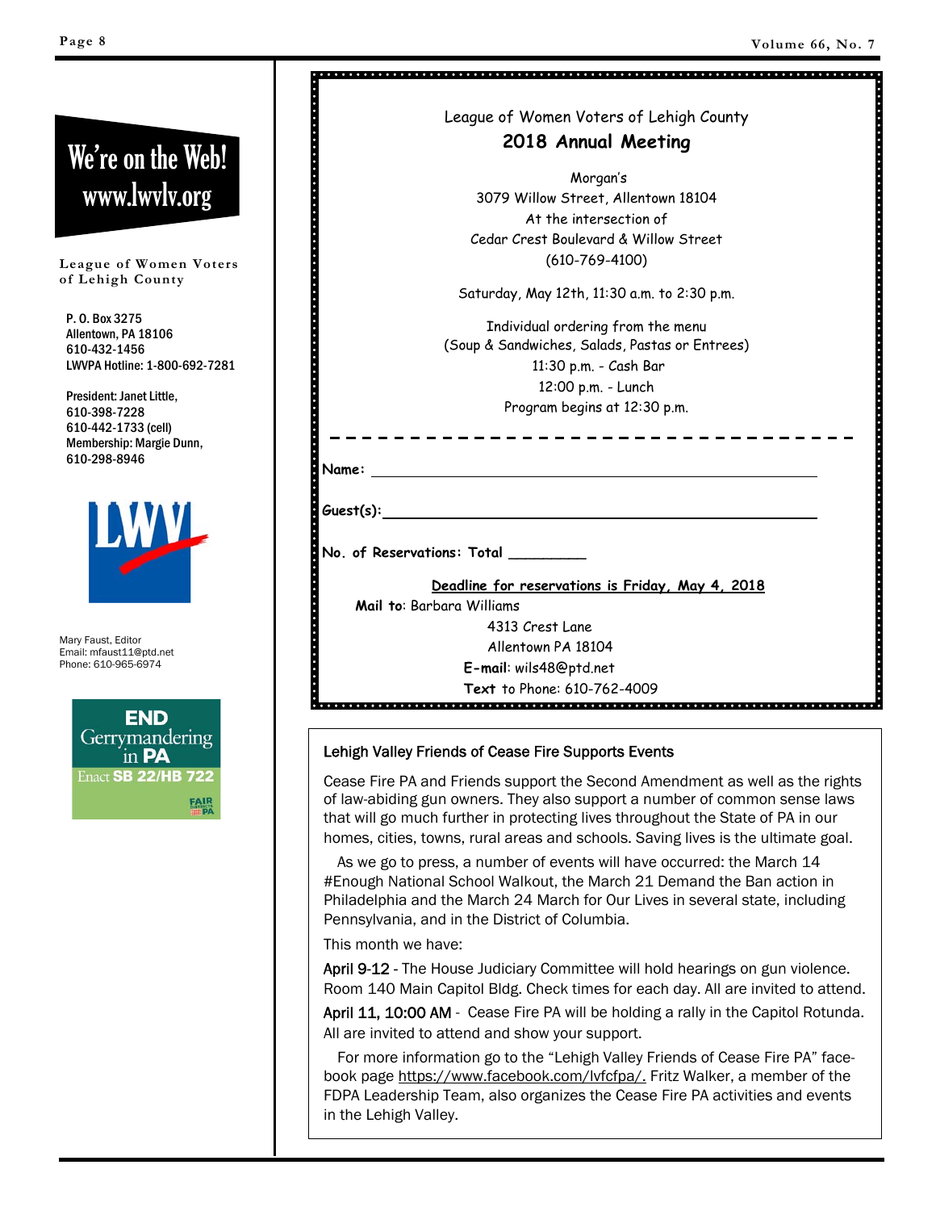**We're on the Web!**
**www.lwvlv.org**

**League of Women Voters of Lehigh County**

P. O. Box 3275
Allentown, PA 18106
610-432-1456
LWVPA Hotline: 1-800-692-7281

President: Janet Little,
610-398-7228
610-442-1733 (cell)
Membership: Margie Dunn,
610-298-8946

Mary Faust, Editor
Email: mfaust11@ptd.net
Phone: 610-965-6974

**END** Gerrymandering in **PA**
Enact **SB 22/HB 722**
FAIR DISTRICTS PA

---

League of Women Voters of Lehigh County

## 2018 Annual Meeting

Morgan's
3079 Willow Street, Allentown 18104
At the intersection of
Cedar Crest Boulevard & Willow Street
(610-769-4100)

Saturday, May 12th, 11:30 a.m. to 2:30 p.m.

Individual ordering from the menu
(Soup & Sandwiches, Salads, Pastas or Entrees)
11:30 p.m. - Cash Bar
12:00 p.m. - Lunch
Program begins at 12:30 p.m.

- - - - - - - - - - - - - - - - - - - - - - - - - - - - - - - -

**Name:** ______________________________

**Guest(s):** ______________________________

**No. of Reservations: Total** _________

**Deadline for reservations is Friday, May 4, 2018**

**Mail to**: Barbara Williams
4313 Crest Lane
Allentown PA 18104
**E-mail**: wils48@ptd.net
**Text** to Phone: 610-762-4009

---

### Lehigh Valley Friends of Cease Fire Supports Events

Cease Fire PA and Friends support the Second Amendment as well as the rights of law-abiding gun owners. They also support a number of common sense laws that will go much further in protecting lives throughout the State of PA in our homes, cities, towns, rural areas and schools. Saving lives is the ultimate goal.

As we go to press, a number of events will have occurred: the March 14 #Enough National School Walkout, the March 21 Demand the Ban action in Philadelphia and the March 24 March for Our Lives in several state, including Pennsylvania, and in the District of Columbia.

This month we have:

April 9-12 - The House Judiciary Committee will hold hearings on gun violence. Room 140 Main Capitol Bldg. Check times for each day. All are invited to attend.

April 11, 10:00 AM - Cease Fire PA will be holding a rally in the Capitol Rotunda. All are invited to attend and show your support.

For more information go to the "Lehigh Valley Friends of Cease Fire PA" face-book page https://www.facebook.com/lvfcfpa/. Fritz Walker, a member of the FDPA Leadership Team, also organizes the Cease Fire PA activities and events in the Lehigh Valley.